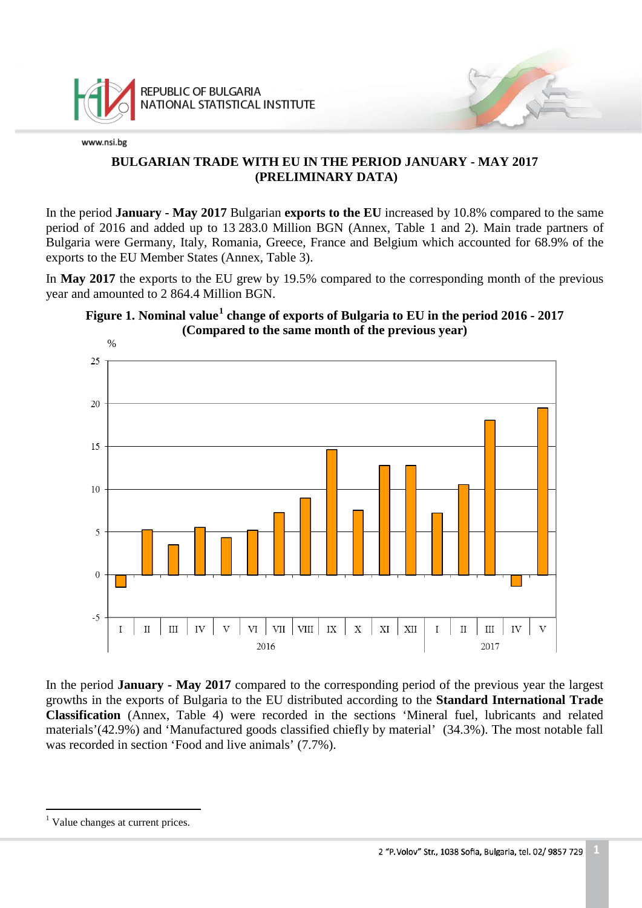# BULGARIAN TRADE WITH EU IN THE PERIOD JANUARY - MAY 2017 (PRELIMINARY DATA)

In the period **January - May 2017** Bulgarian **exports to the EU** increased by 10.8% compared to the same period of 2016 and added up to 13 283.0 Million BGN (Annex, Table 1 and 2). Main trade partners of Bulgaria were Germany, Italy, Romania, Greece, France and Belgium which accounted for 68.9% of the exports to the EU Member States (Annex, Table 3).

In **May 2017** the exports to the EU grew by 19.5% compared to the corresponding month of the previous year and amounted to 2 864.4 Million BGN.

**Figure 1. Nominal value[1] change of exports of Bulgaria to EU in the period 2016 - 2017 (Compared to the same month of the previous year)**

In the period **January - May 2017** compared to the corresponding period of the previous year the largest growths in the exports of Bulgaria to the EU distributed according to the **Standard International Trade Classification** (Annex, Table 4) were recorded in the sections 'Mineral fuel, lubricants and related materials'(42.9%) and 'Manufactured goods classified chiefly by material' (34.3%). The most notable fall was recorded in section 'Food and live animals' (7.7%).

---

[1] Value changes at current prices.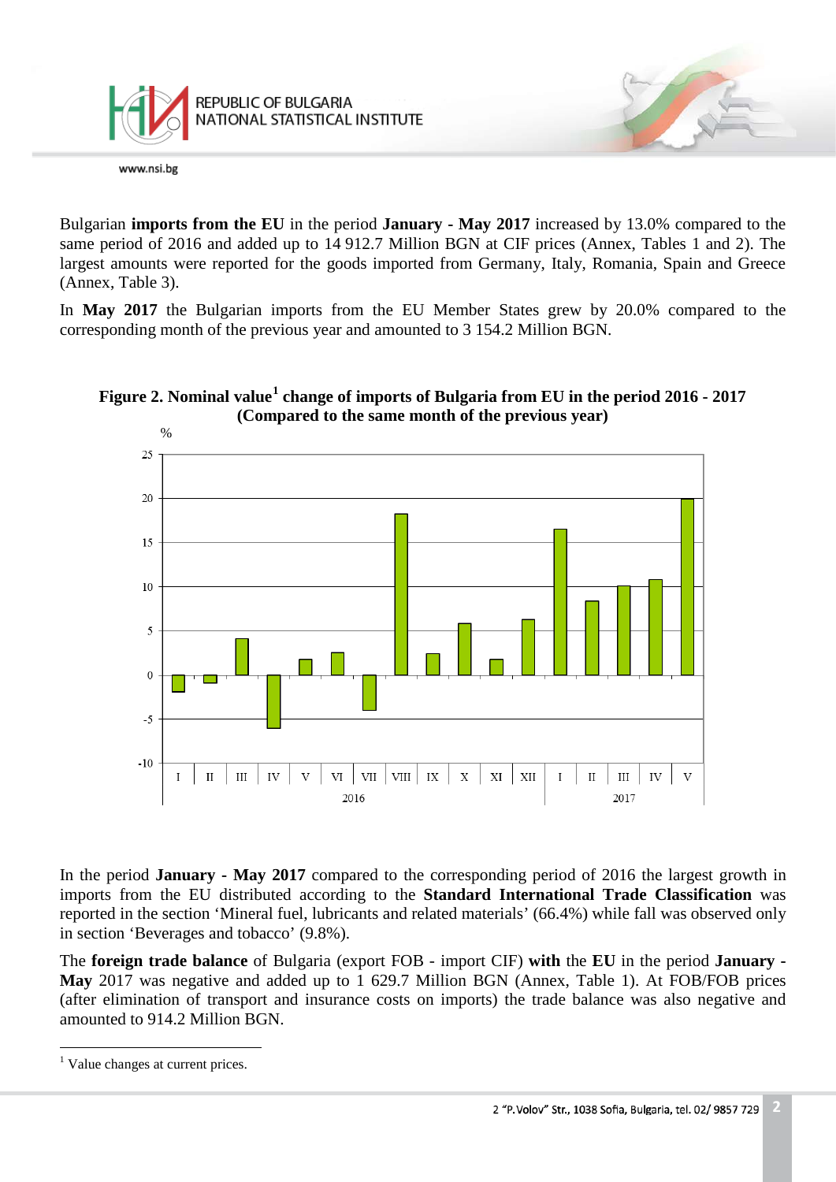Bulgarian **imports from the EU** in the period **January - May 2017** increased by 13.0% compared to the same period of 2016 and added up to 14 912.7 Million BGN at CIF prices (Annex, Tables 1 and 2). The largest amounts were reported for the goods imported from Germany, Italy, Romania, Spain and Greece (Annex, Table 3).

In **May 2017** the Bulgarian imports from the EU Member States grew by 20.0% compared to the corresponding month of the previous year and amounted to 3 154.2 Million BGN.

**Figure 2. Nominal value[1] change of imports of Bulgaria from EU in the period 2016 - 2017 (Compared to the same month of the previous year)**

In the period **January - May 2017** compared to the corresponding period of 2016 the largest growth in imports from the EU distributed according to the **Standard International Trade Classification** was reported in the section 'Mineral fuel, lubricants and related materials' (66.4%) while fall was observed only in section 'Beverages and tobacco' (9.8%).

The **foreign trade balance** of Bulgaria (export FOB - import CIF) **with** the **EU** in the period **January - May** 2017 was negative and added up to 1 629.7 Million BGN (Annex, Table 1). At FOB/FOB prices (after elimination of transport and insurance costs on imports) the trade balance was also negative and amounted to 914.2 Million BGN.

---

[1] Value changes at current prices.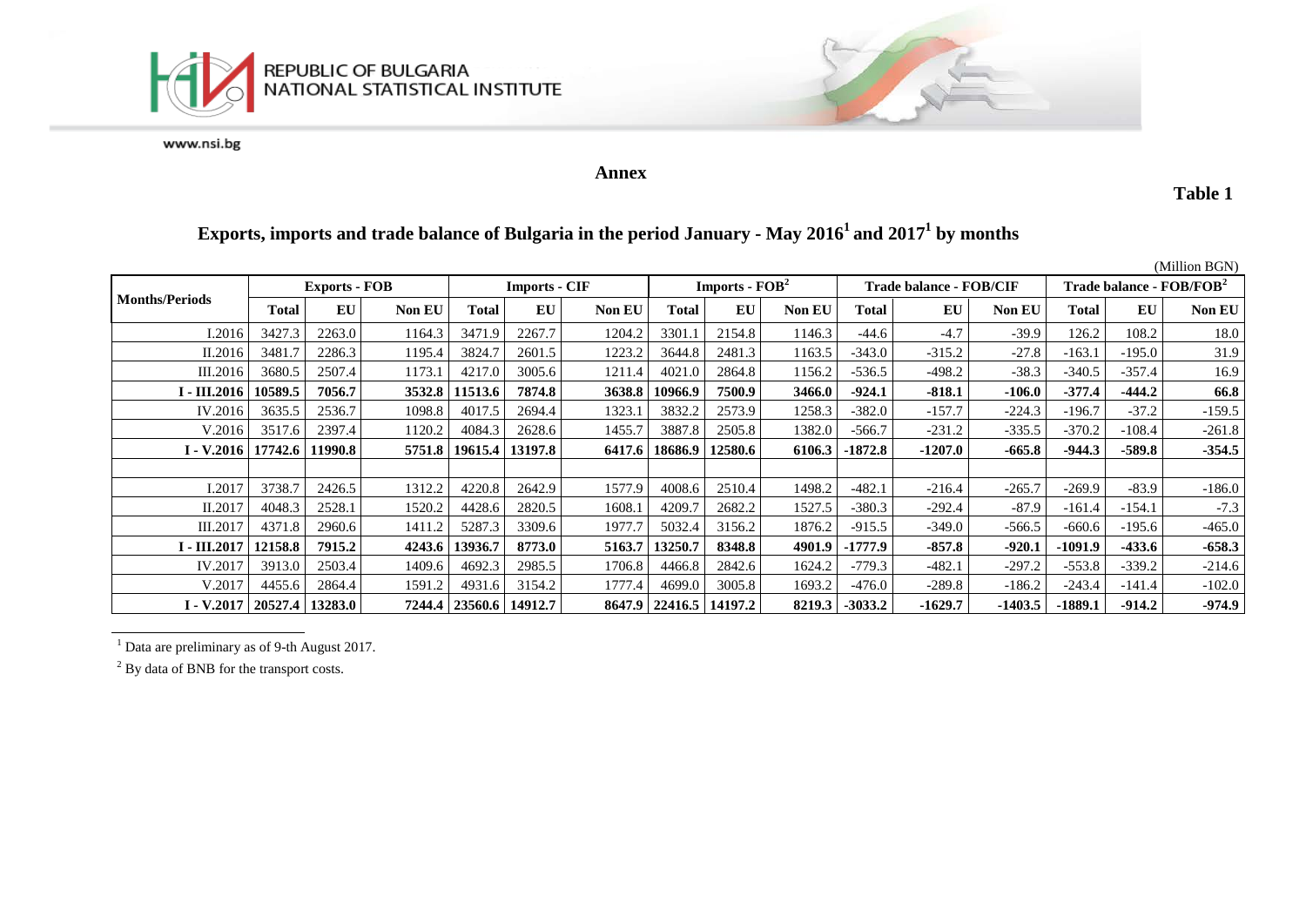**Annex**

**Table 1**

## Exports, imports and trade balance of Bulgaria in the period January - May 2016[1] and 2017[1] by months

(Million BGN)

| Months/Periods | Exports - FOB | | | Imports - CIF | | | Imports - FOB[2] | | | Trade balance - FOB/CIF | | | Trade balance - FOB/FOB[2] | | |
|---|---|---|---|---|---|---|---|---|---|---|---|---|---|---|---|
| | Total | EU | Non EU | Total | EU | Non EU | Total | EU | Non EU | Total | EU | Non EU | Total | EU | Non EU |
| I.2016 | 3427.3 | 2263.0 | 1164.3 | 3471.9 | 2267.7 | 1204.2 | 3301.1 | 2154.8 | 1146.3 | -44.6 | -4.7 | -39.9 | 126.2 | 108.2 | 18.0 |
| II.2016 | 3481.7 | 2286.3 | 1195.4 | 3824.7 | 2601.5 | 1223.2 | 3644.8 | 2481.3 | 1163.5 | -343.0 | -315.2 | -27.8 | -163.1 | -195.0 | 31.9 |
| III.2016 | 3680.5 | 2507.4 | 1173.1 | 4217.0 | 3005.6 | 1211.4 | 4021.0 | 2864.8 | 1156.2 | -536.5 | -498.2 | -38.3 | -340.5 | -357.4 | 16.9 |
| **I - III.2016** | **10589.5** | **7056.7** | **3532.8** | **11513.6** | **7874.8** | **3638.8** | **10966.9** | **7500.9** | **3466.0** | **-924.1** | **-818.1** | **-106.0** | **-377.4** | **-444.2** | **66.8** |
| IV.2016 | 3635.5 | 2536.7 | 1098.8 | 4017.5 | 2694.4 | 1323.1 | 3832.2 | 2573.9 | 1258.3 | -382.0 | -157.7 | -224.3 | -196.7 | -37.2 | -159.5 |
| V.2016 | 3517.6 | 2397.4 | 1120.2 | 4084.3 | 2628.6 | 1455.7 | 3887.8 | 2505.8 | 1382.0 | -566.7 | -231.2 | -335.5 | -370.2 | -108.4 | -261.8 |
| **I - V.2016** | **17742.6** | **11990.8** | **5751.8** | **19615.4** | **13197.8** | **6417.6** | **18686.9** | **12580.6** | **6106.3** | **-1872.8** | **-1207.0** | **-665.8** | **-944.3** | **-589.8** | **-354.5** |
| | | | | | | | | | | | | | | | |
| I.2017 | 3738.7 | 2426.5 | 1312.2 | 4220.8 | 2642.9 | 1577.9 | 4008.6 | 2510.4 | 1498.2 | -482.1 | -216.4 | -265.7 | -269.9 | -83.9 | -186.0 |
| II.2017 | 4048.3 | 2528.1 | 1520.2 | 4428.6 | 2820.5 | 1608.1 | 4209.7 | 2682.2 | 1527.5 | -380.3 | -292.4 | -87.9 | -161.4 | -154.1 | -7.3 |
| III.2017 | 4371.8 | 2960.6 | 1411.2 | 5287.3 | 3309.6 | 1977.7 | 5032.4 | 3156.2 | 1876.2 | -915.5 | -349.0 | -566.5 | -660.6 | -195.6 | -465.0 |
| **I - III.2017** | **12158.8** | **7915.2** | **4243.6** | **13936.7** | **8773.0** | **5163.7** | **13250.7** | **8348.8** | **4901.9** | **-1777.9** | **-857.8** | **-920.1** | **-1091.9** | **-433.6** | **-658.3** |
| IV.2017 | 3913.0 | 2503.4 | 1409.6 | 4692.3 | 2985.5 | 1706.8 | 4466.8 | 2842.6 | 1624.2 | -779.3 | -482.1 | -297.2 | -553.8 | -339.2 | -214.6 |
| V.2017 | 4455.6 | 2864.4 | 1591.2 | 4931.6 | 3154.2 | 1777.4 | 4699.0 | 3005.8 | 1693.2 | -476.0 | -289.8 | -186.2 | -243.4 | -141.4 | -102.0 |
| **I - V.2017** | **20527.4** | **13283.0** | **7244.4** | **23560.6** | **14912.7** | **8647.9** | **22416.5** | **14197.2** | **8219.3** | **-3033.2** | **-1629.7** | **-1403.5** | **-1889.1** | **-914.2** | **-974.9** |

[1] Data are preliminary as of 9-th August 2017.

[2] By data of BNB for the transport costs.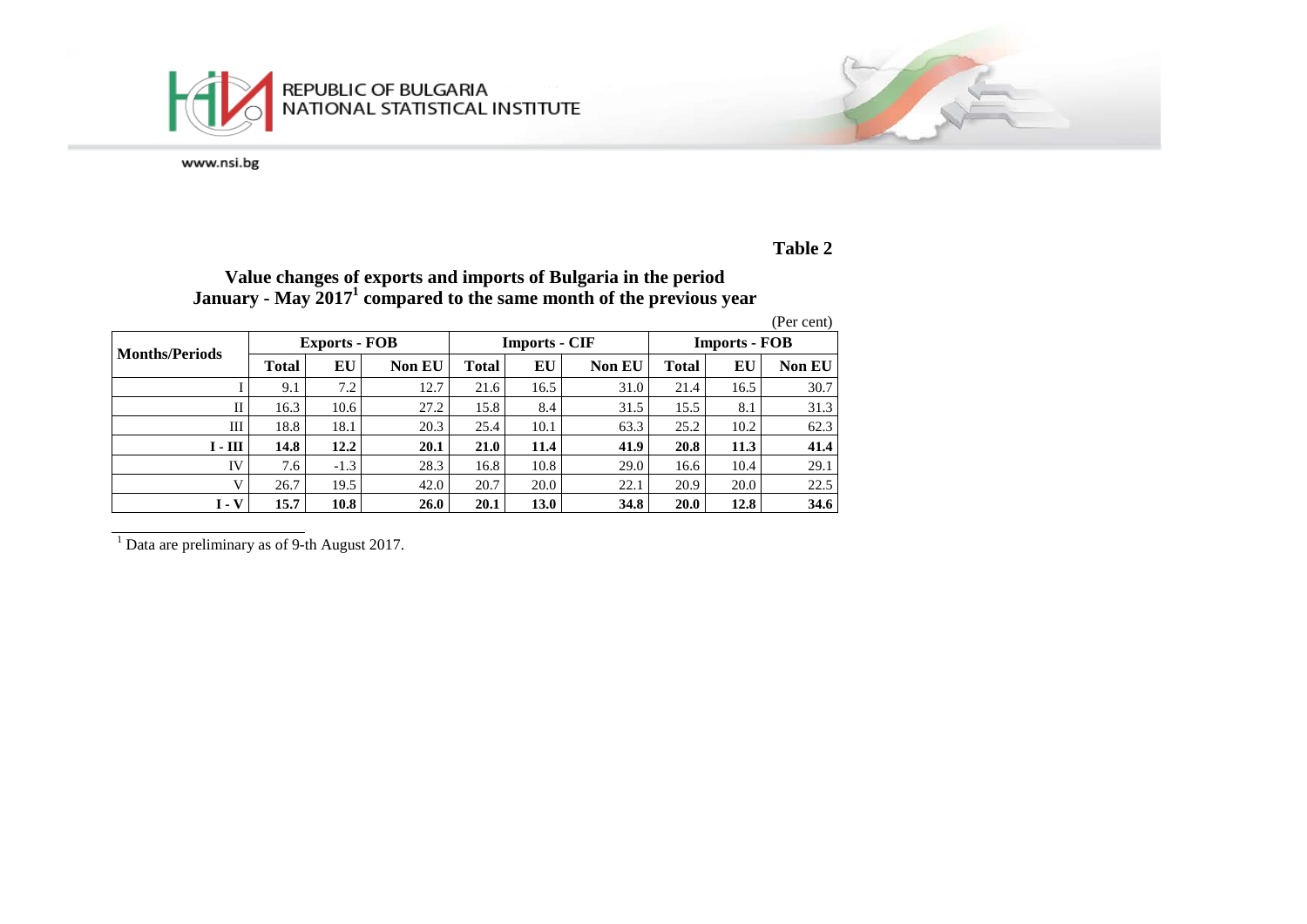**Table 2**

**Value changes of exports and imports of Bulgaria in the period January - May 2017[1] compared to the same month of the previous year**

(Per cent)

| Months/Periods | Exports - FOB | | | Imports - CIF | | | Imports - FOB | | |
|---|---|---|---|---|---|---|---|---|---|
| | **Total** | **EU** | **Non EU** | **Total** | **EU** | **Non EU** | **Total** | **EU** | **Non EU** |
| I | 9.1 | 7.2 | 12.7 | 21.6 | 16.5 | 31.0 | 21.4 | 16.5 | 30.7 |
| II | 16.3 | 10.6 | 27.2 | 15.8 | 8.4 | 31.5 | 15.5 | 8.1 | 31.3 |
| III | 18.8 | 18.1 | 20.3 | 25.4 | 10.1 | 63.3 | 25.2 | 10.2 | 62.3 |
| **I - III** | **14.8** | **12.2** | **20.1** | **21.0** | **11.4** | **41.9** | **20.8** | **11.3** | **41.4** |
| IV | 7.6 | -1.3 | 28.3 | 16.8 | 10.8 | 29.0 | 16.6 | 10.4 | 29.1 |
| V | 26.7 | 19.5 | 42.0 | 20.7 | 20.0 | 22.1 | 20.9 | 20.0 | 22.5 |
| **I - V** | **15.7** | **10.8** | **26.0** | **20.1** | **13.0** | **34.8** | **20.0** | **12.8** | **34.6** |

[1] Data are preliminary as of 9-th August 2017.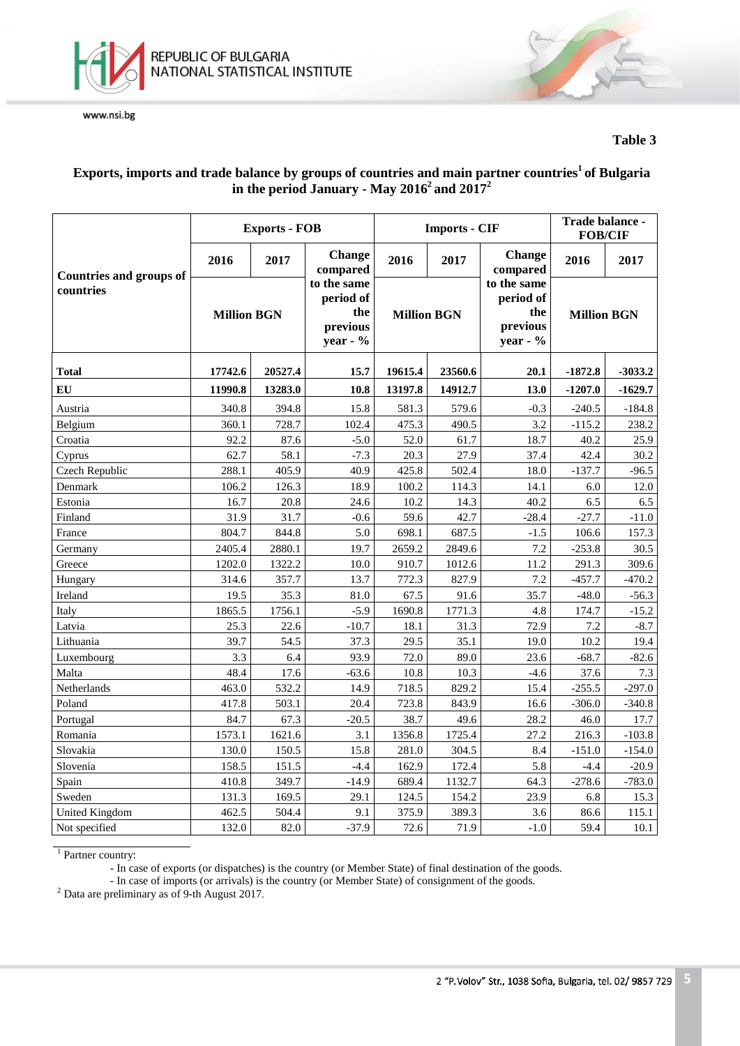**Table 3**

## Exports, imports and trade balance by groups of countries and main partner countries[1] of Bulgaria in the period January - May 2016[2] and 2017[2]

| Countries and groups of countries | Exports - FOB | | | Imports - CIF | | | Trade balance - FOB/CIF | |
|---|---|---|---|---|---|---|---|---|
| | 2016 | 2017 | Change compared to the same period of the previous year - % | 2016 | 2017 | Change compared to the same period of the previous year - % | 2016 | 2017 |
| | Million BGN | | | Million BGN | | | Million BGN | |
| **Total** | **17742.6** | **20527.4** | **15.7** | **19615.4** | **23560.6** | **20.1** | **-1872.8** | **-3033.2** |
| **EU** | **11990.8** | **13283.0** | **10.8** | **13197.8** | **14912.7** | **13.0** | **-1207.0** | **-1629.7** |
| Austria | 340.8 | 394.8 | 15.8 | 581.3 | 579.6 | -0.3 | -240.5 | -184.8 |
| Belgium | 360.1 | 728.7 | 102.4 | 475.3 | 490.5 | 3.2 | -115.2 | 238.2 |
| Croatia | 92.2 | 87.6 | -5.0 | 52.0 | 61.7 | 18.7 | 40.2 | 25.9 |
| Cyprus | 62.7 | 58.1 | -7.3 | 20.3 | 27.9 | 37.4 | 42.4 | 30.2 |
| Czech Republic | 288.1 | 405.9 | 40.9 | 425.8 | 502.4 | 18.0 | -137.7 | -96.5 |
| Denmark | 106.2 | 126.3 | 18.9 | 100.2 | 114.3 | 14.1 | 6.0 | 12.0 |
| Estonia | 16.7 | 20.8 | 24.6 | 10.2 | 14.3 | 40.2 | 6.5 | 6.5 |
| Finland | 31.9 | 31.7 | -0.6 | 59.6 | 42.7 | -28.4 | -27.7 | -11.0 |
| France | 804.7 | 844.8 | 5.0 | 698.1 | 687.5 | -1.5 | 106.6 | 157.3 |
| Germany | 2405.4 | 2880.1 | 19.7 | 2659.2 | 2849.6 | 7.2 | -253.8 | 30.5 |
| Greece | 1202.0 | 1322.2 | 10.0 | 910.7 | 1012.6 | 11.2 | 291.3 | 309.6 |
| Hungary | 314.6 | 357.7 | 13.7 | 772.3 | 827.9 | 7.2 | -457.7 | -470.2 |
| Ireland | 19.5 | 35.3 | 81.0 | 67.5 | 91.6 | 35.7 | -48.0 | -56.3 |
| Italy | 1865.5 | 1756.1 | -5.9 | 1690.8 | 1771.3 | 4.8 | 174.7 | -15.2 |
| Latvia | 25.3 | 22.6 | -10.7 | 18.1 | 31.3 | 72.9 | 7.2 | -8.7 |
| Lithuania | 39.7 | 54.5 | 37.3 | 29.5 | 35.1 | 19.0 | 10.2 | 19.4 |
| Luxembourg | 3.3 | 6.4 | 93.9 | 72.0 | 89.0 | 23.6 | -68.7 | -82.6 |
| Malta | 48.4 | 17.6 | -63.6 | 10.8 | 10.3 | -4.6 | 37.6 | 7.3 |
| Netherlands | 463.0 | 532.2 | 14.9 | 718.5 | 829.2 | 15.4 | -255.5 | -297.0 |
| Poland | 417.8 | 503.1 | 20.4 | 723.8 | 843.9 | 16.6 | -306.0 | -340.8 |
| Portugal | 84.7 | 67.3 | -20.5 | 38.7 | 49.6 | 28.2 | 46.0 | 17.7 |
| Romania | 1573.1 | 1621.6 | 3.1 | 1356.8 | 1725.4 | 27.2 | 216.3 | -103.8 |
| Slovakia | 130.0 | 150.5 | 15.8 | 281.0 | 304.5 | 8.4 | -151.0 | -154.0 |
| Slovenia | 158.5 | 151.5 | -4.4 | 162.9 | 172.4 | 5.8 | -4.4 | -20.9 |
| Spain | 410.8 | 349.7 | -14.9 | 689.4 | 1132.7 | 64.3 | -278.6 | -783.0 |
| Sweden | 131.3 | 169.5 | 29.1 | 124.5 | 154.2 | 23.9 | 6.8 | 15.3 |
| United Kingdom | 462.5 | 504.4 | 9.1 | 375.9 | 389.3 | 3.6 | 86.6 | 115.1 |
| Not specified | 132.0 | 82.0 | -37.9 | 72.6 | 71.9 | -1.0 | 59.4 | 10.1 |

[1] Partner country:

- In case of exports (or dispatches) is the country (or Member State) of final destination of the goods.
- In case of imports (or arrivals) is the country (or Member State) of consignment of the goods.

[2] Data are preliminary as of 9-th August 2017.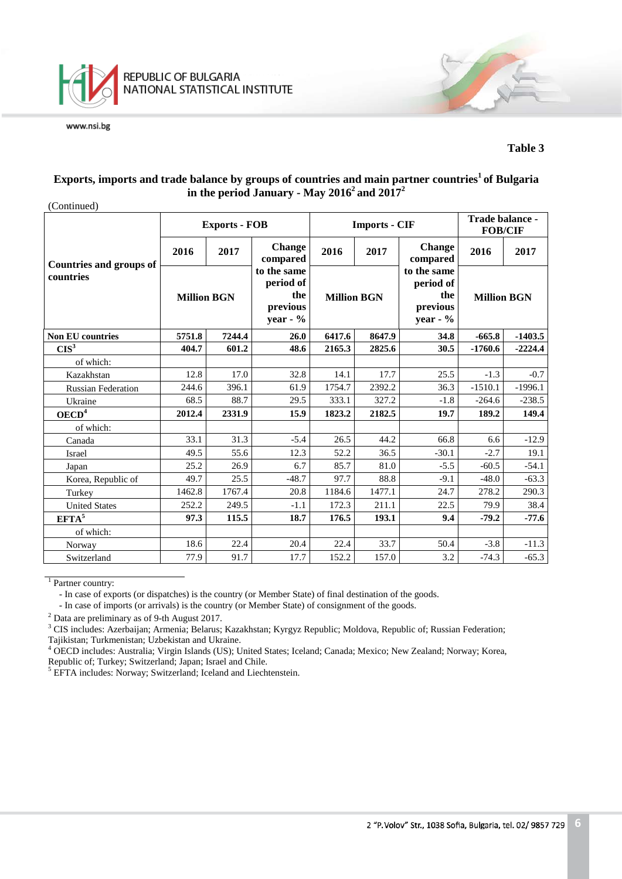**Table 3**

**Exports, imports and trade balance by groups of countries and main partner countries[1] of Bulgaria in the period January - May 2016[2] and 2017[2]**

(Continued)

| Countries and groups of countries | Exports - FOB | | | Imports - CIF | | | Trade balance - FOB/CIF | |
|---|---|---|---|---|---|---|---|---|
| | 2016 | 2017 | Change compared to the same period of the previous year - % | 2016 | 2017 | Change compared to the same period of the previous year - % | 2016 | 2017 |
| | Million BGN | | | Million BGN | | | Million BGN | |
| **Non EU countries** | **5751.8** | **7244.4** | **26.0** | **6417.6** | **8647.9** | **34.8** | **-665.8** | **-1403.5** |
| **CIS[3]** | **404.7** | **601.2** | **48.6** | **2165.3** | **2825.6** | **30.5** | **-1760.6** | **-2224.4** |
| of which: | | | | | | | | |
| Kazakhstan | 12.8 | 17.0 | 32.8 | 14.1 | 17.7 | 25.5 | -1.3 | -0.7 |
| Russian Federation | 244.6 | 396.1 | 61.9 | 1754.7 | 2392.2 | 36.3 | -1510.1 | -1996.1 |
| Ukraine | 68.5 | 88.7 | 29.5 | 333.1 | 327.2 | -1.8 | -264.6 | -238.5 |
| **OECD[4]** | **2012.4** | **2331.9** | **15.9** | **1823.2** | **2182.5** | **19.7** | **189.2** | **149.4** |
| of which: | | | | | | | | |
| Canada | 33.1 | 31.3 | -5.4 | 26.5 | 44.2 | 66.8 | 6.6 | -12.9 |
| Israel | 49.5 | 55.6 | 12.3 | 52.2 | 36.5 | -30.1 | -2.7 | 19.1 |
| Japan | 25.2 | 26.9 | 6.7 | 85.7 | 81.0 | -5.5 | -60.5 | -54.1 |
| Korea, Republic of | 49.7 | 25.5 | -48.7 | 97.7 | 88.8 | -9.1 | -48.0 | -63.3 |
| Turkey | 1462.8 | 1767.4 | 20.8 | 1184.6 | 1477.1 | 24.7 | 278.2 | 290.3 |
| United States | 252.2 | 249.5 | -1.1 | 172.3 | 211.1 | 22.5 | 79.9 | 38.4 |
| **EFTA[5]** | **97.3** | **115.5** | **18.7** | **176.5** | **193.1** | **9.4** | **-79.2** | **-77.6** |
| of which: | | | | | | | | |
| Norway | 18.6 | 22.4 | 20.4 | 22.4 | 33.7 | 50.4 | -3.8 | -11.3 |
| Switzerland | 77.9 | 91.7 | 17.7 | 152.2 | 157.0 | 3.2 | -74.3 | -65.3 |

[1] Partner country:
- In case of exports (or dispatches) is the country (or Member State) of final destination of the goods.
- In case of imports (or arrivals) is the country (or Member State) of consignment of the goods.

[2] Data are preliminary as of 9-th August 2017.

[3] CIS includes: Azerbaijan; Armenia; Belarus; Kazakhstan; Kyrgyz Republic; Moldova, Republic of; Russian Federation; Tajikistan; Turkmenistan; Uzbekistan and Ukraine.

[4] OECD includes: Australia; Virgin Islands (US); United States; Iceland; Canada; Mexico; New Zealand; Norway; Korea, Republic of; Turkey; Switzerland; Japan; Israel and Chile.

[5] EFTA includes: Norway; Switzerland; Iceland and Liechtenstein.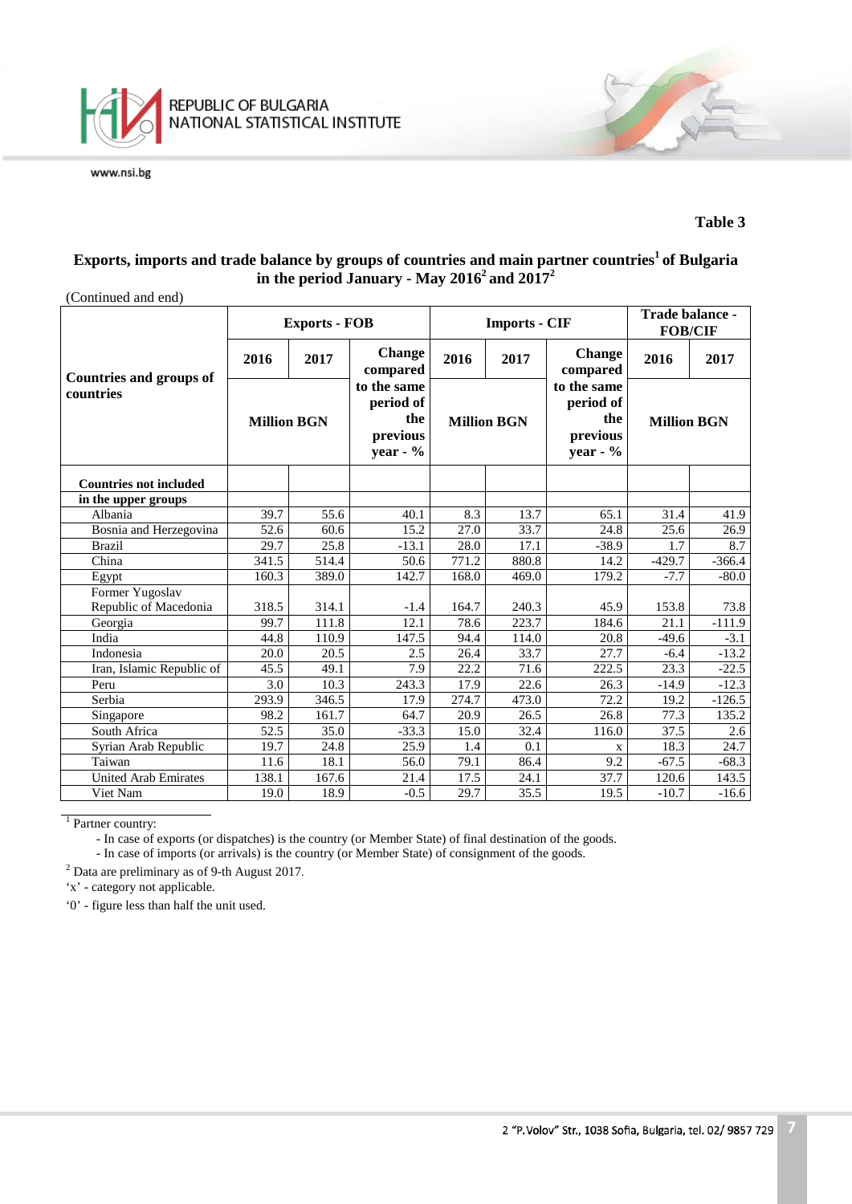**Table 3**

**Exports, imports and trade balance by groups of countries and main partner countries[1] of Bulgaria in the period January - May 2016[2] and 2017[2]**

(Continued and end)

| Countries and groups of countries | Exports - FOB | | | Imports - CIF | | | Trade balance - FOB/CIF | |
|---|---|---|---|---|---|---|---|---|
| | 2016 | 2017 | Change compared to the same period of the previous year - % | 2016 | 2017 | Change compared to the same period of the previous year - % | 2016 | 2017 |
| | Million BGN | | | Million BGN | | | Million BGN | |
| **Countries not included in the upper groups** | | | | | | | | |
| Albania | 39.7 | 55.6 | 40.1 | 8.3 | 13.7 | 65.1 | 31.4 | 41.9 |
| Bosnia and Herzegovina | 52.6 | 60.6 | 15.2 | 27.0 | 33.7 | 24.8 | 25.6 | 26.9 |
| Brazil | 29.7 | 25.8 | -13.1 | 28.0 | 17.1 | -38.9 | 1.7 | 8.7 |
| China | 341.5 | 514.4 | 50.6 | 771.2 | 880.8 | 14.2 | -429.7 | -366.4 |
| Egypt | 160.3 | 389.0 | 142.7 | 168.0 | 469.0 | 179.2 | -7.7 | -80.0 |
| Former Yugoslav Republic of Macedonia | 318.5 | 314.1 | -1.4 | 164.7 | 240.3 | 45.9 | 153.8 | 73.8 |
| Georgia | 99.7 | 111.8 | 12.1 | 78.6 | 223.7 | 184.6 | 21.1 | -111.9 |
| India | 44.8 | 110.9 | 147.5 | 94.4 | 114.0 | 20.8 | -49.6 | -3.1 |
| Indonesia | 20.0 | 20.5 | 2.5 | 26.4 | 33.7 | 27.7 | -6.4 | -13.2 |
| Iran, Islamic Republic of | 45.5 | 49.1 | 7.9 | 22.2 | 71.6 | 222.5 | 23.3 | -22.5 |
| Peru | 3.0 | 10.3 | 243.3 | 17.9 | 22.6 | 26.3 | -14.9 | -12.3 |
| Serbia | 293.9 | 346.5 | 17.9 | 274.7 | 473.0 | 72.2 | 19.2 | -126.5 |
| Singapore | 98.2 | 161.7 | 64.7 | 20.9 | 26.5 | 26.8 | 77.3 | 135.2 |
| South Africa | 52.5 | 35.0 | -33.3 | 15.0 | 32.4 | 116.0 | 37.5 | 2.6 |
| Syrian Arab Republic | 19.7 | 24.8 | 25.9 | 1.4 | 0.1 | x | 18.3 | 24.7 |
| Taiwan | 11.6 | 18.1 | 56.0 | 79.1 | 86.4 | 9.2 | -67.5 | -68.3 |
| United Arab Emirates | 138.1 | 167.6 | 21.4 | 17.5 | 24.1 | 37.7 | 120.6 | 143.5 |
| Viet Nam | 19.0 | 18.9 | -0.5 | 29.7 | 35.5 | 19.5 | -10.7 | -16.6 |

[1] Partner country:
- In case of exports (or dispatches) is the country (or Member State) of final destination of the goods.
- In case of imports (or arrivals) is the country (or Member State) of consignment of the goods.

[2] Data are preliminary as of 9-th August 2017.

'x' - category not applicable.

'0' - figure less than half the unit used.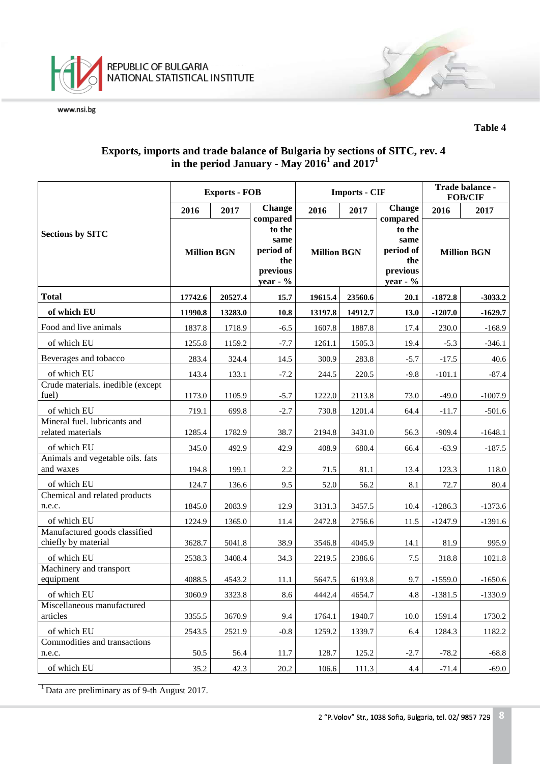**Table 4**

## Exports, imports and trade balance of Bulgaria by sections of SITC, rev. 4 in the period January - May 2016[1] and 2017[1]

| Sections by SITC | Exports - FOB | | | Imports - CIF | | | Trade balance - FOB/CIF | |
|---|---|---|---|---|---|---|---|---|
| | 2016 | 2017 | Change compared to the same period of the previous year - % | 2016 | 2017 | Change compared to the same period of the previous year - % | 2016 | 2017 |
| | Million BGN | | | Million BGN | | | Million BGN | |
| **Total** | **17742.6** | **20527.4** | **15.7** | **19615.4** | **23560.6** | **20.1** | **-1872.8** | **-3033.2** |
| **of which EU** | **11990.8** | **13283.0** | **10.8** | **13197.8** | **14912.7** | **13.0** | **-1207.0** | **-1629.7** |
| Food and live animals | 1837.8 | 1718.9 | -6.5 | 1607.8 | 1887.8 | 17.4 | 230.0 | -168.9 |
| of which EU | 1255.8 | 1159.2 | -7.7 | 1261.1 | 1505.3 | 19.4 | -5.3 | -346.1 |
| Beverages and tobacco | 283.4 | 324.4 | 14.5 | 300.9 | 283.8 | -5.7 | -17.5 | 40.6 |
| of which EU | 143.4 | 133.1 | -7.2 | 244.5 | 220.5 | -9.8 | -101.1 | -87.4 |
| Crude materials. inedible (except fuel) | 1173.0 | 1105.9 | -5.7 | 1222.0 | 2113.8 | 73.0 | -49.0 | -1007.9 |
| of which EU | 719.1 | 699.8 | -2.7 | 730.8 | 1201.4 | 64.4 | -11.7 | -501.6 |
| Mineral fuel. lubricants and related materials | 1285.4 | 1782.9 | 38.7 | 2194.8 | 3431.0 | 56.3 | -909.4 | -1648.1 |
| of which EU | 345.0 | 492.9 | 42.9 | 408.9 | 680.4 | 66.4 | -63.9 | -187.5 |
| Animals and vegetable oils. fats and waxes | 194.8 | 199.1 | 2.2 | 71.5 | 81.1 | 13.4 | 123.3 | 118.0 |
| of which EU | 124.7 | 136.6 | 9.5 | 52.0 | 56.2 | 8.1 | 72.7 | 80.4 |
| Chemical and related products n.e.c. | 1845.0 | 2083.9 | 12.9 | 3131.3 | 3457.5 | 10.4 | -1286.3 | -1373.6 |
| of which EU | 1224.9 | 1365.0 | 11.4 | 2472.8 | 2756.6 | 11.5 | -1247.9 | -1391.6 |
| Manufactured goods classified chiefly by material | 3628.7 | 5041.8 | 38.9 | 3546.8 | 4045.9 | 14.1 | 81.9 | 995.9 |
| of which EU | 2538.3 | 3408.4 | 34.3 | 2219.5 | 2386.6 | 7.5 | 318.8 | 1021.8 |
| Machinery and transport equipment | 4088.5 | 4543.2 | 11.1 | 5647.5 | 6193.8 | 9.7 | -1559.0 | -1650.6 |
| of which EU | 3060.9 | 3323.8 | 8.6 | 4442.4 | 4654.7 | 4.8 | -1381.5 | -1330.9 |
| Miscellaneous manufactured articles | 3355.5 | 3670.9 | 9.4 | 1764.1 | 1940.7 | 10.0 | 1591.4 | 1730.2 |
| of which EU | 2543.5 | 2521.9 | -0.8 | 1259.2 | 1339.7 | 6.4 | 1284.3 | 1182.2 |
| Commodities and transactions n.e.c. | 50.5 | 56.4 | 11.7 | 128.7 | 125.2 | -2.7 | -78.2 | -68.8 |
| of which EU | 35.2 | 42.3 | 20.2 | 106.6 | 111.3 | 4.4 | -71.4 | -69.0 |

[1] Data are preliminary as of 9-th August 2017.